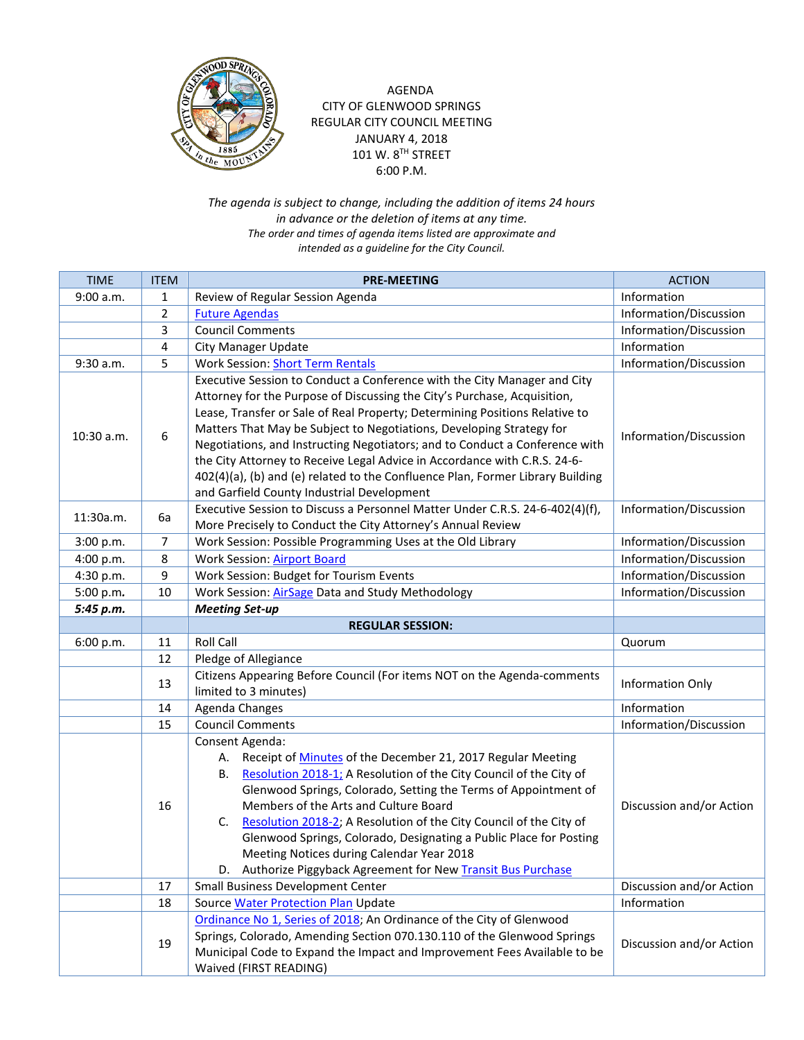AGENDA
CITY OF GLENWOOD SPRINGS
REGULAR CITY COUNCIL MEETING
JANUARY 4, 2018
101 W. 8TH STREET
6:00 P.M.

*The agenda is subject to change, including the addition of items 24 hours in advance or the deletion of items at any time.*
*The order and times of agenda items listed are approximate and intended as a guideline for the City Council.*

| TIME | ITEM | PRE-MEETING | ACTION |
|---|---|---|---|
| 9:00 a.m. | 1 | Review of Regular Session Agenda | Information |
| | 2 | Future Agendas | Information/Discussion |
| | 3 | Council Comments | Information/Discussion |
| | 4 | City Manager Update | Information |
| 9:30 a.m. | 5 | Work Session: Short Term Rentals | Information/Discussion |
| 10:30 a.m. | 6 | Executive Session to Conduct a Conference with the City Manager and City Attorney for the Purpose of Discussing the City's Purchase, Acquisition, Lease, Transfer or Sale of Real Property; Determining Positions Relative to Matters That May be Subject to Negotiations, Developing Strategy for Negotiations, and Instructing Negotiators; and to Conduct a Conference with the City Attorney to Receive Legal Advice in Accordance with C.R.S. 24-6-402(4)(a), (b) and (e) related to the Confluence Plan, Former Library Building and Garfield County Industrial Development | Information/Discussion |
| 11:30a.m. | 6a | Executive Session to Discuss a Personnel Matter Under C.R.S. 24-6-402(4)(f), More Precisely to Conduct the City Attorney's Annual Review | Information/Discussion |
| 3:00 p.m. | 7 | Work Session: Possible Programming Uses at the Old Library | Information/Discussion |
| 4:00 p.m. | 8 | Work Session: Airport Board | Information/Discussion |
| 4:30 p.m. | 9 | Work Session: Budget for Tourism Events | Information/Discussion |
| 5:00 p.m. | 10 | Work Session: AirSage Data and Study Methodology | Information/Discussion |
| ***5:45 p.m.*** | | ***Meeting Set-up*** | |
| | | **REGULAR SESSION:** | |
| 6:00 p.m. | 11 | Roll Call | Quorum |
| | 12 | Pledge of Allegiance | |
| | 13 | Citizens Appearing Before Council (For items NOT on the Agenda-comments limited to 3 minutes) | Information Only |
| | 14 | Agenda Changes | Information |
| | 15 | Council Comments | Information/Discussion |
| | 16 | Consent Agenda:<br>A. Receipt of Minutes of the December 21, 2017 Regular Meeting<br>B. Resolution 2018-1; A Resolution of the City Council of the City of Glenwood Springs, Colorado, Setting the Terms of Appointment of Members of the Arts and Culture Board<br>C. Resolution 2018-2; A Resolution of the City Council of the City of Glenwood Springs, Colorado, Designating a Public Place for Posting Meeting Notices during Calendar Year 2018<br>D. Authorize Piggyback Agreement for New Transit Bus Purchase | Discussion and/or Action |
| | 17 | Small Business Development Center | Discussion and/or Action |
| | 18 | Source Water Protection Plan Update | Information |
| | 19 | Ordinance No 1, Series of 2018; An Ordinance of the City of Glenwood Springs, Colorado, Amending Section 070.130.110 of the Glenwood Springs Municipal Code to Expand the Impact and Improvement Fees Available to be Waived (FIRST READING) | Discussion and/or Action |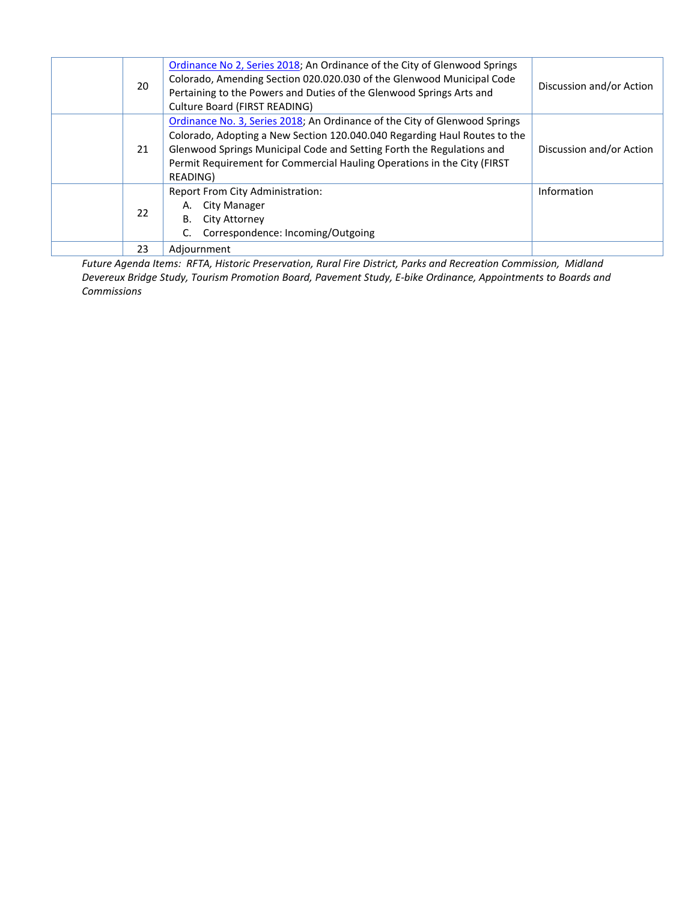| | | | |
|---|---|---|---|
| | 20 | Ordinance No 2, Series 2018; An Ordinance of the City of Glenwood Springs Colorado, Amending Section 020.020.030 of the Glenwood Municipal Code Pertaining to the Powers and Duties of the Glenwood Springs Arts and Culture Board (FIRST READING) | Discussion and/or Action |
| | 21 | Ordinance No. 3, Series 2018; An Ordinance of the City of Glenwood Springs Colorado, Adopting a New Section 120.040.040 Regarding Haul Routes to the Glenwood Springs Municipal Code and Setting Forth the Regulations and Permit Requirement for Commercial Hauling Operations in the City (FIRST READING) | Discussion and/or Action |
| | 22 | Report From City Administration:<br>A. City Manager<br>B. City Attorney<br>C. Correspondence: Incoming/Outgoing | Information |
| | 23 | Adjournment | |

*Future Agenda Items: RFTA, Historic Preservation, Rural Fire District, Parks and Recreation Commission, Midland Devereux Bridge Study, Tourism Promotion Board, Pavement Study, E-bike Ordinance, Appointments to Boards and Commissions*